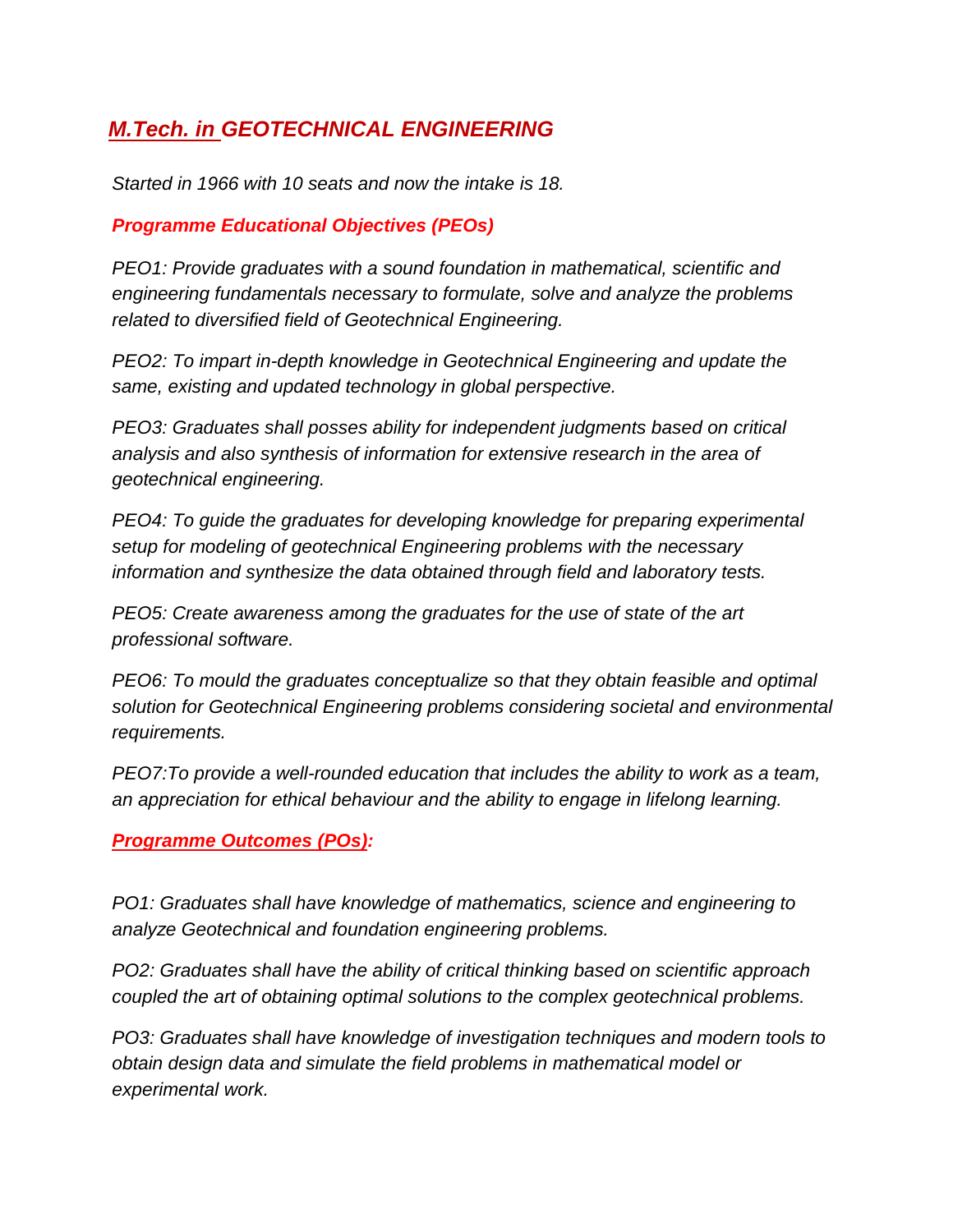# *M.Tech. in GEOTECHNICAL ENGINEERING*

*Started in 1966 with 10 seats and now the intake is 18.*

## ***Programme Educational Objectives (PEOs)***

*PEO1: Provide graduates with a sound foundation in mathematical, scientific and engineering fundamentals necessary to formulate, solve and analyze the problems related to diversified field of Geotechnical Engineering.*

*PEO2: To impart in-depth knowledge in Geotechnical Engineering and update the same, existing and updated technology in global perspective.*

*PEO3: Graduates shall posses ability for independent judgments based on critical analysis and also synthesis of information for extensive research in the area of geotechnical engineering.*

*PEO4: To guide the graduates for developing knowledge for preparing experimental setup for modeling of geotechnical Engineering problems with the necessary information and synthesize the data obtained through field and laboratory tests.*

*PEO5: Create awareness among the graduates for the use of state of the art professional software.*

*PEO6: To mould the graduates conceptualize so that they obtain feasible and optimal solution for Geotechnical Engineering problems considering societal and environmental requirements.*

*PEO7:To provide a well-rounded education that includes the ability to work as a team, an appreciation for ethical behaviour and the ability to engage in lifelong learning.*

## ***Programme Outcomes (POs):***

*PO1: Graduates shall have knowledge of mathematics, science and engineering to analyze Geotechnical and foundation engineering problems.*

*PO2: Graduates shall have the ability of critical thinking based on scientific approach coupled the art of obtaining optimal solutions to the complex geotechnical problems.*

*PO3: Graduates shall have knowledge of investigation techniques and modern tools to obtain design data and simulate the field problems in mathematical model or experimental work.*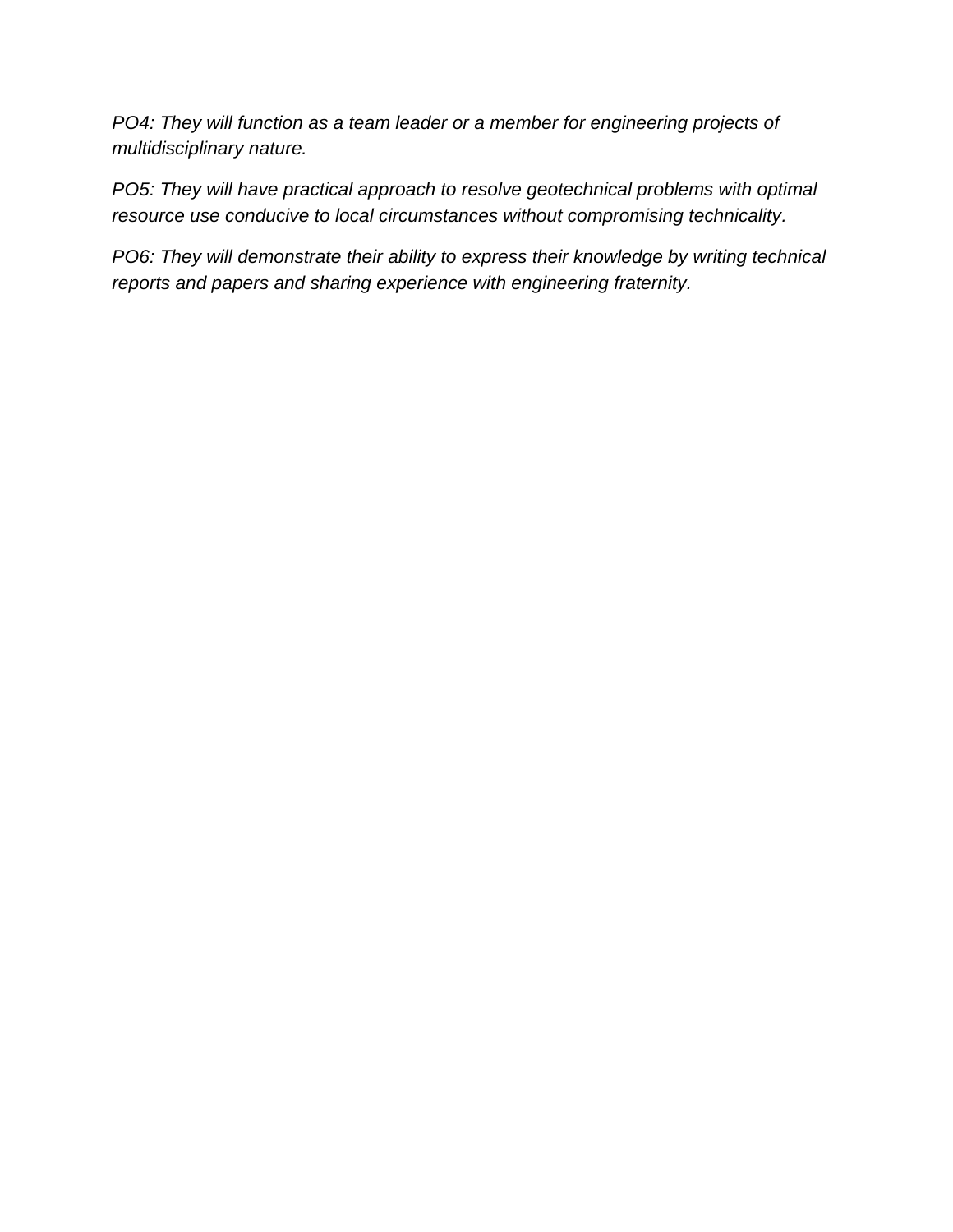*PO4: They will function as a team leader or a member for engineering projects of multidisciplinary nature.*

*PO5: They will have practical approach to resolve geotechnical problems with optimal resource use conducive to local circumstances without compromising technicality.*

*PO6: They will demonstrate their ability to express their knowledge by writing technical reports and papers and sharing experience with engineering fraternity.*